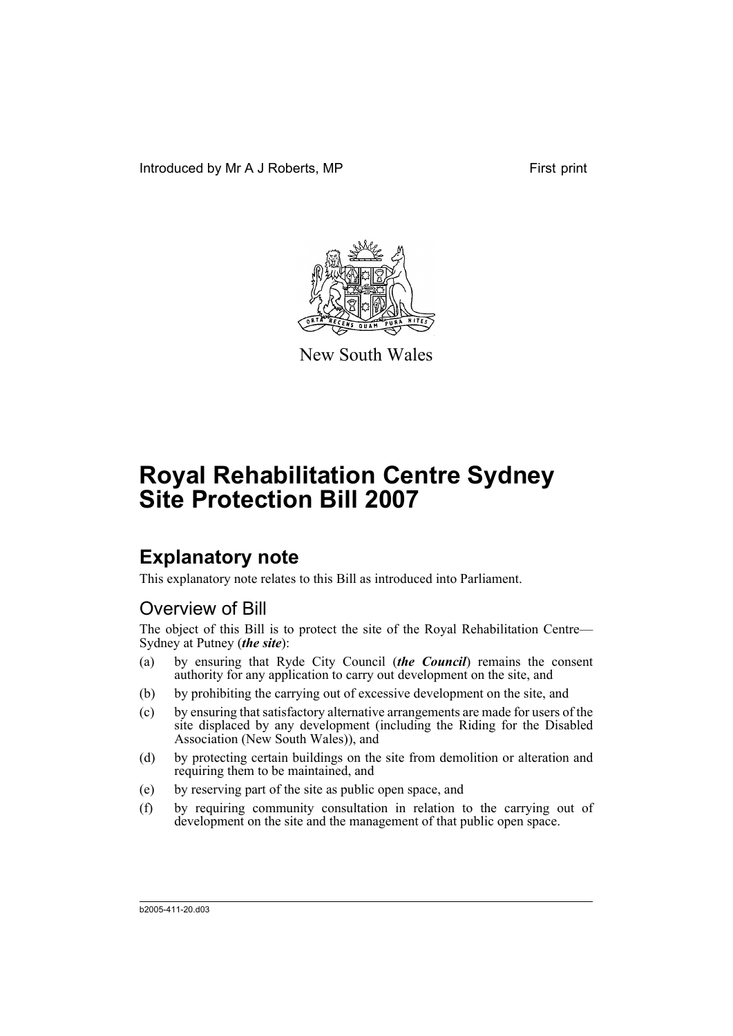Introduced by Mr A J Roberts, MP First print

New South Wales

# Royal Rehabilitation Centre Sydney Site Protection Bill 2007

## Explanatory note

This explanatory note relates to this Bill as introduced into Parliament.

### Overview of Bill

The object of this Bill is to protect the site of the Royal Rehabilitation Centre—Sydney at Putney (***the site***):

(a) by ensuring that Ryde City Council (***the Council***) remains the consent authority for any application to carry out development on the site, and

(b) by prohibiting the carrying out of excessive development on the site, and

(c) by ensuring that satisfactory alternative arrangements are made for users of the site displaced by any development (including the Riding for the Disabled Association (New South Wales)), and

(d) by protecting certain buildings on the site from demolition or alteration and requiring them to be maintained, and

(e) by reserving part of the site as public open space, and

(f) by requiring community consultation in relation to the carrying out of development on the site and the management of that public open space.

b2005-411-20.d03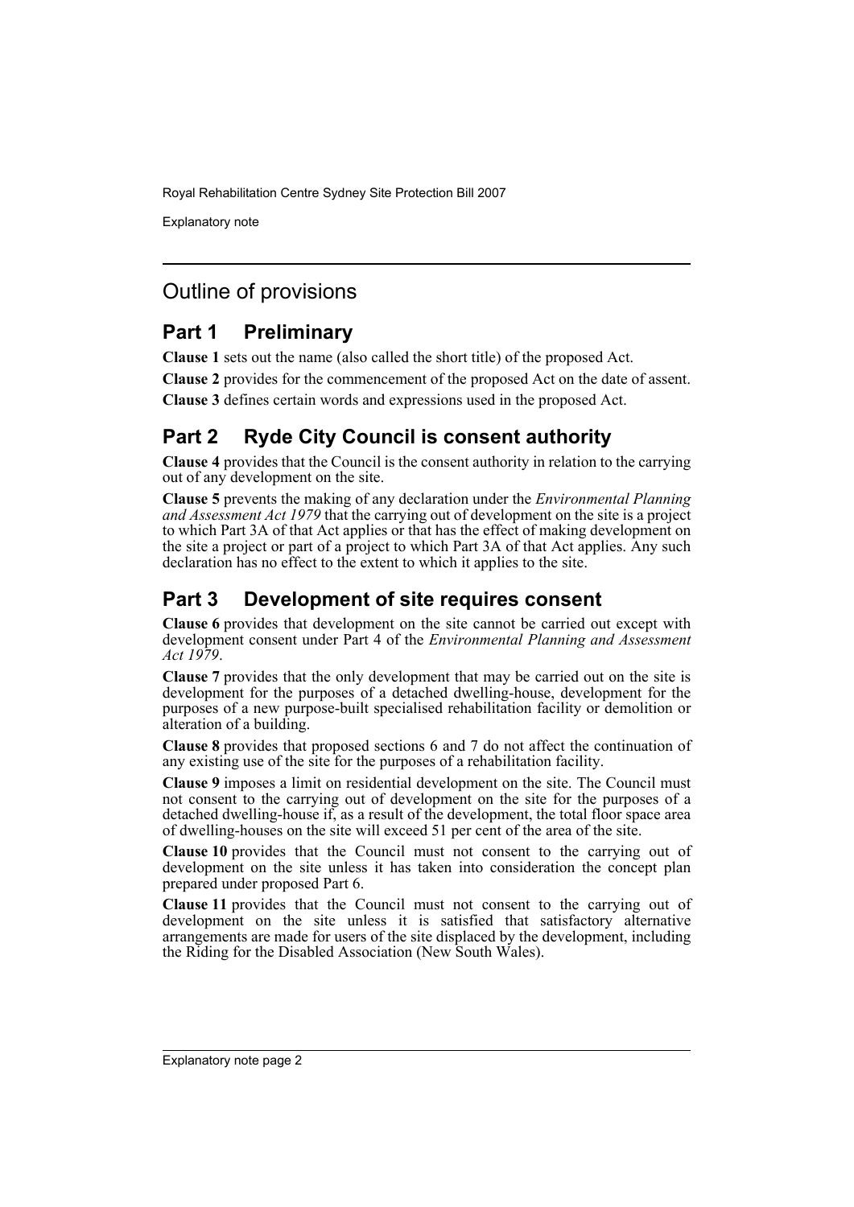## Outline of provisions

### Part 1 Preliminary

**Clause 1** sets out the name (also called the short title) of the proposed Act.

**Clause 2** provides for the commencement of the proposed Act on the date of assent.

**Clause 3** defines certain words and expressions used in the proposed Act.

### Part 2 Ryde City Council is consent authority

**Clause 4** provides that the Council is the consent authority in relation to the carrying out of any development on the site.

**Clause 5** prevents the making of any declaration under the *Environmental Planning and Assessment Act 1979* that the carrying out of development on the site is a project to which Part 3A of that Act applies or that has the effect of making development on the site a project or part of a project to which Part 3A of that Act applies. Any such declaration has no effect to the extent to which it applies to the site.

### Part 3 Development of site requires consent

**Clause 6** provides that development on the site cannot be carried out except with development consent under Part 4 of the *Environmental Planning and Assessment Act 1979*.

**Clause 7** provides that the only development that may be carried out on the site is development for the purposes of a detached dwelling-house, development for the purposes of a new purpose-built specialised rehabilitation facility or demolition or alteration of a building.

**Clause 8** provides that proposed sections 6 and 7 do not affect the continuation of any existing use of the site for the purposes of a rehabilitation facility.

**Clause 9** imposes a limit on residential development on the site. The Council must not consent to the carrying out of development on the site for the purposes of a detached dwelling-house if, as a result of the development, the total floor space area of dwelling-houses on the site will exceed 51 per cent of the area of the site.

**Clause 10** provides that the Council must not consent to the carrying out of development on the site unless it has taken into consideration the concept plan prepared under proposed Part 6.

**Clause 11** provides that the Council must not consent to the carrying out of development on the site unless it is satisfied that satisfactory alternative arrangements are made for users of the site displaced by the development, including the Riding for the Disabled Association (New South Wales).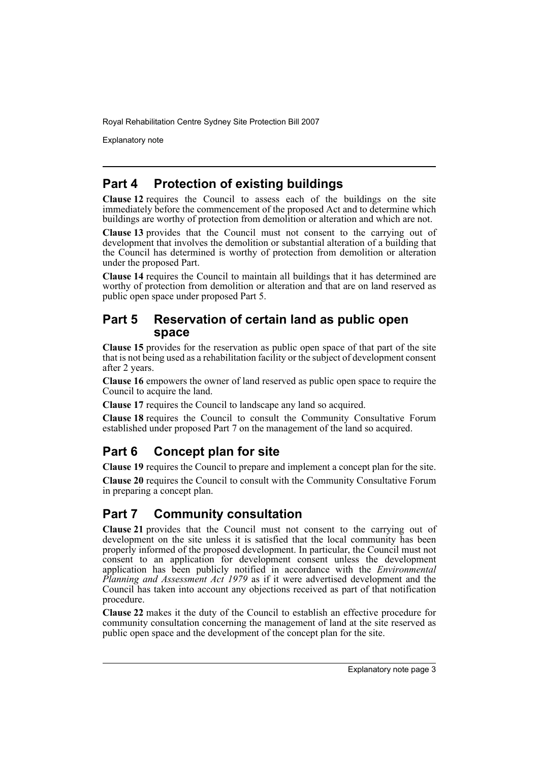## Part 4 Protection of existing buildings

**Clause 12** requires the Council to assess each of the buildings on the site immediately before the commencement of the proposed Act and to determine which buildings are worthy of protection from demolition or alteration and which are not.

**Clause 13** provides that the Council must not consent to the carrying out of development that involves the demolition or substantial alteration of a building that the Council has determined is worthy of protection from demolition or alteration under the proposed Part.

**Clause 14** requires the Council to maintain all buildings that it has determined are worthy of protection from demolition or alteration and that are on land reserved as public open space under proposed Part 5.

## Part 5 Reservation of certain land as public open space

**Clause 15** provides for the reservation as public open space of that part of the site that is not being used as a rehabilitation facility or the subject of development consent after 2 years.

**Clause 16** empowers the owner of land reserved as public open space to require the Council to acquire the land.

**Clause 17** requires the Council to landscape any land so acquired.

**Clause 18** requires the Council to consult the Community Consultative Forum established under proposed Part 7 on the management of the land so acquired.

## Part 6 Concept plan for site

**Clause 19** requires the Council to prepare and implement a concept plan for the site.

**Clause 20** requires the Council to consult with the Community Consultative Forum in preparing a concept plan.

## Part 7 Community consultation

**Clause 21** provides that the Council must not consent to the carrying out of development on the site unless it is satisfied that the local community has been properly informed of the proposed development. In particular, the Council must not consent to an application for development consent unless the development application has been publicly notified in accordance with the *Environmental Planning and Assessment Act 1979* as if it were advertised development and the Council has taken into account any objections received as part of that notification procedure.

**Clause 22** makes it the duty of the Council to establish an effective procedure for community consultation concerning the management of land at the site reserved as public open space and the development of the concept plan for the site.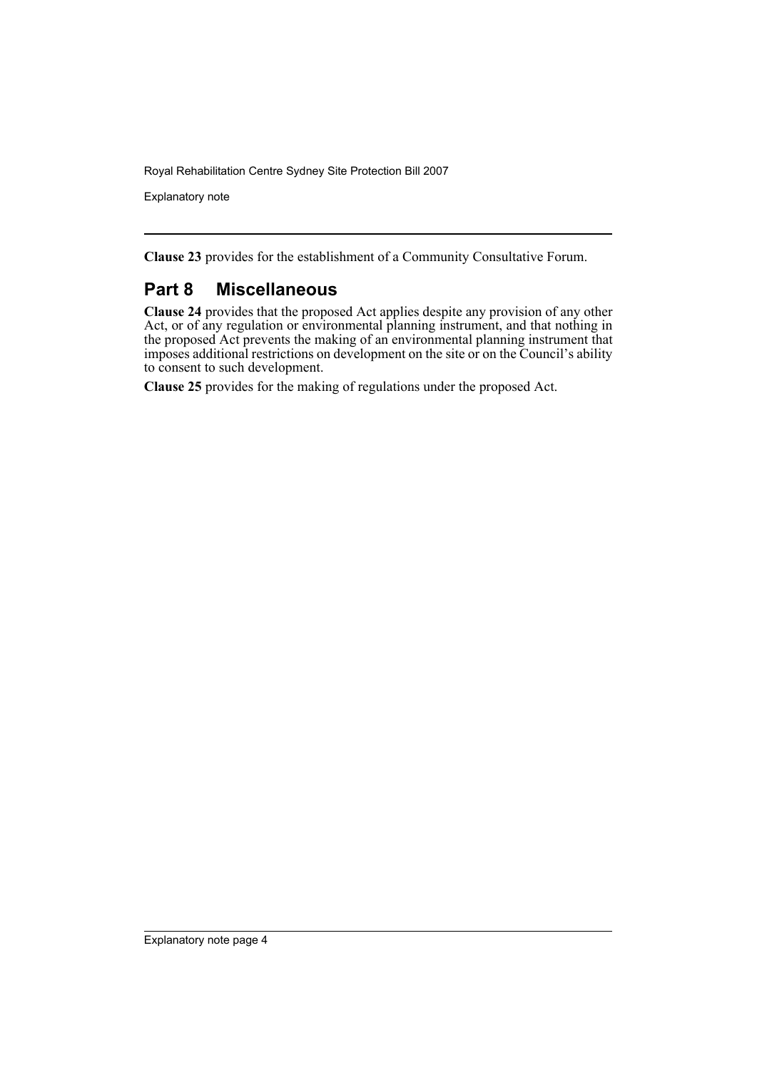**Clause 23** provides for the establishment of a Community Consultative Forum.

## Part 8 Miscellaneous

**Clause 24** provides that the proposed Act applies despite any provision of any other Act, or of any regulation or environmental planning instrument, and that nothing in the proposed Act prevents the making of an environmental planning instrument that imposes additional restrictions on development on the site or on the Council's ability to consent to such development.

**Clause 25** provides for the making of regulations under the proposed Act.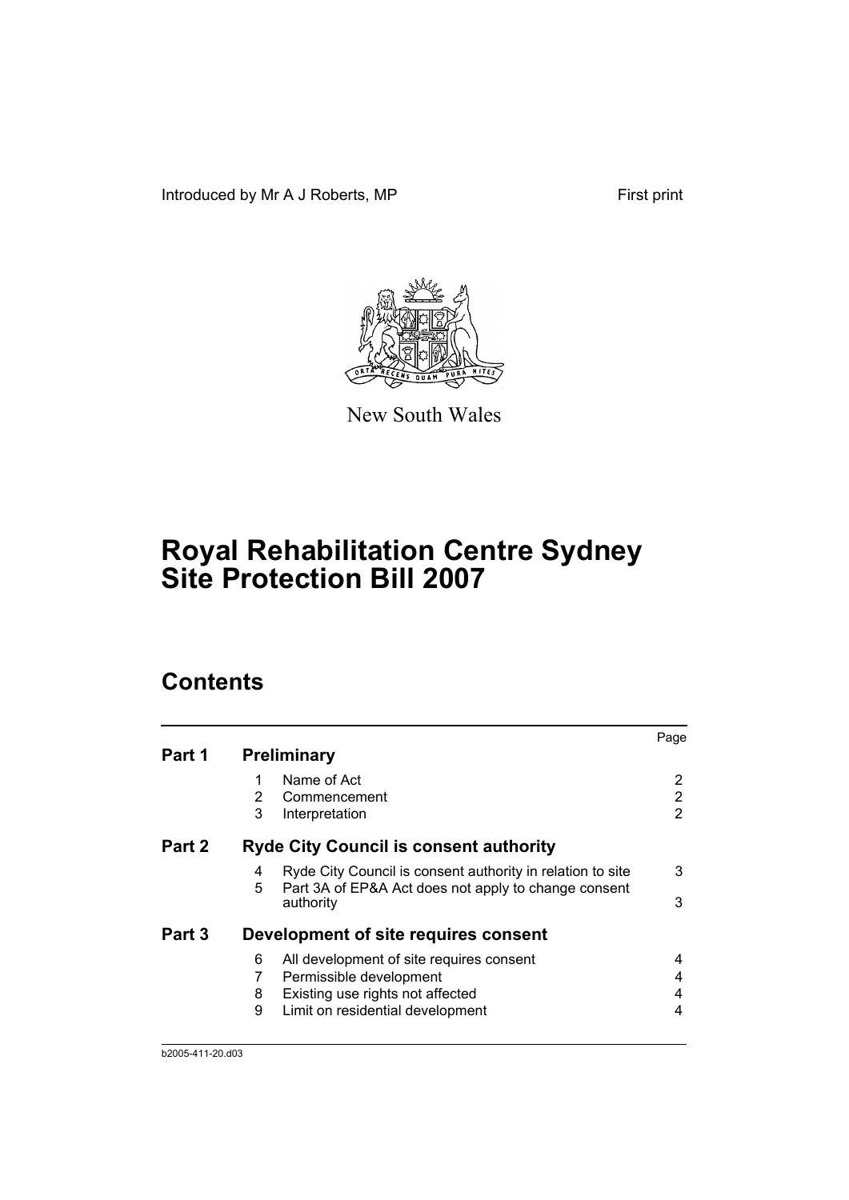Introduced by Mr A J Roberts, MP

First print

New South Wales

# Royal Rehabilitation Centre Sydney Site Protection Bill 2007

## Contents

| | | | Page |
|---|---|---|---|
| **Part 1** | **Preliminary** | | |
| | 1 | Name of Act | 2 |
| | 2 | Commencement | 2 |
| | 3 | Interpretation | 2 |
| **Part 2** | **Ryde City Council is consent authority** | | |
| | 4 | Ryde City Council is consent authority in relation to site | 3 |
| | 5 | Part 3A of EP&A Act does not apply to change consent authority | 3 |
| **Part 3** | **Development of site requires consent** | | |
| | 6 | All development of site requires consent | 4 |
| | 7 | Permissible development | 4 |
| | 8 | Existing use rights not affected | 4 |
| | 9 | Limit on residential development | 4 |

b2005-411-20.d03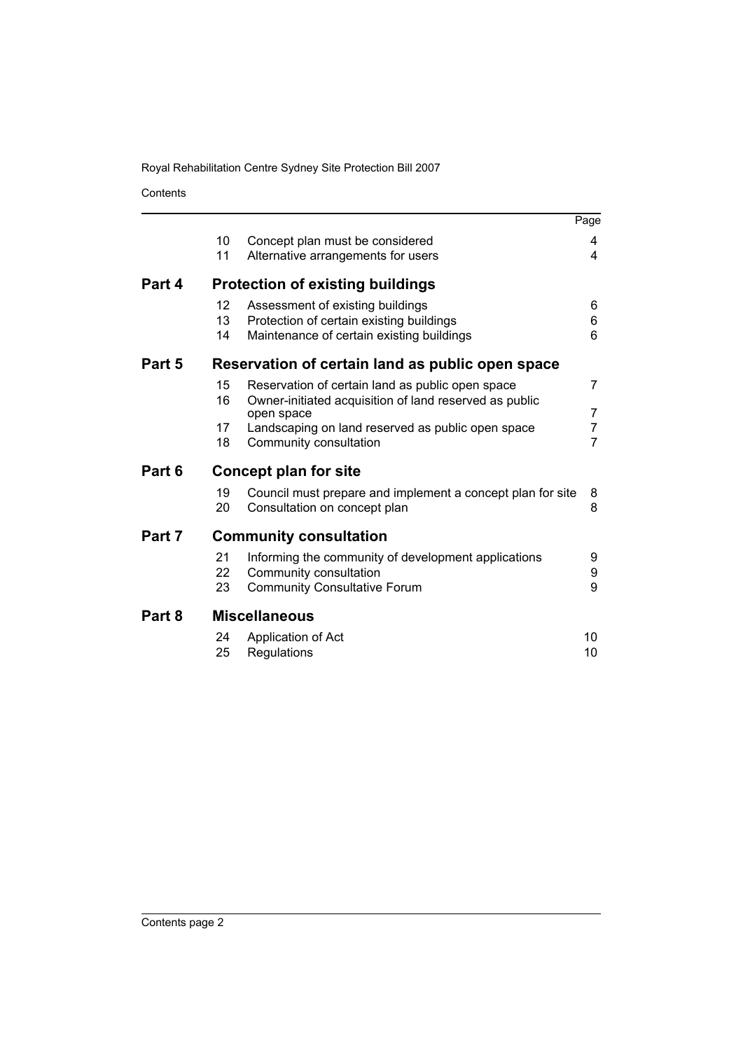| | | | Page |
|---|---|---|---|
| | 10 | Concept plan must be considered | 4 |
| | 11 | Alternative arrangements for users | 4 |
| **Part 4** | | **Protection of existing buildings** | |
| | 12 | Assessment of existing buildings | 6 |
| | 13 | Protection of certain existing buildings | 6 |
| | 14 | Maintenance of certain existing buildings | 6 |
| **Part 5** | | **Reservation of certain land as public open space** | |
| | 15 | Reservation of certain land as public open space | 7 |
| | 16 | Owner-initiated acquisition of land reserved as public open space | 7 |
| | 17 | Landscaping on land reserved as public open space | 7 |
| | 18 | Community consultation | 7 |
| **Part 6** | | **Concept plan for site** | |
| | 19 | Council must prepare and implement a concept plan for site | 8 |
| | 20 | Consultation on concept plan | 8 |
| **Part 7** | | **Community consultation** | |
| | 21 | Informing the community of development applications | 9 |
| | 22 | Community consultation | 9 |
| | 23 | Community Consultative Forum | 9 |
| **Part 8** | | **Miscellaneous** | |
| | 24 | Application of Act | 10 |
| | 25 | Regulations | 10 |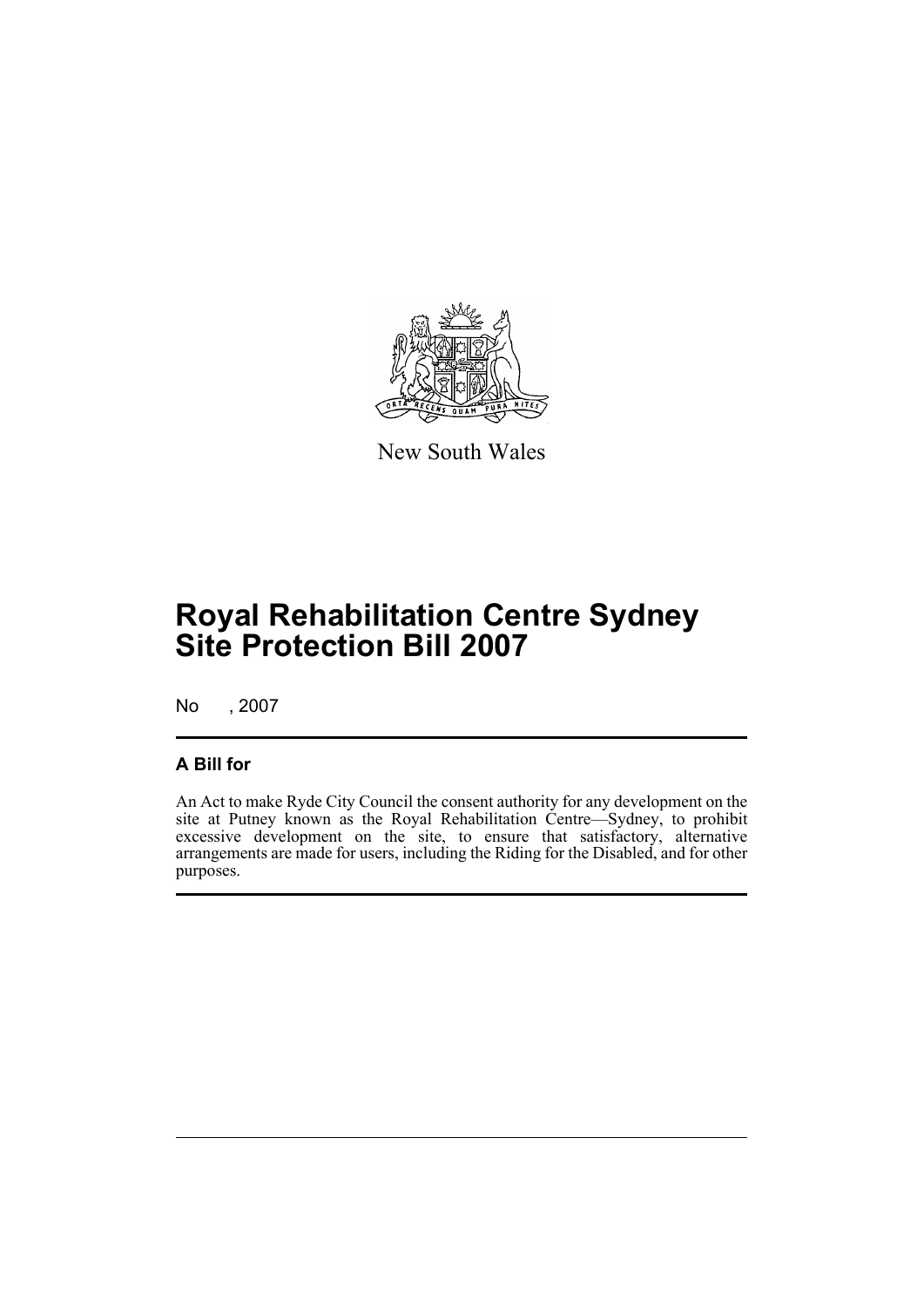New South Wales

# Royal Rehabilitation Centre Sydney Site Protection Bill 2007

No , 2007

## A Bill for

An Act to make Ryde City Council the consent authority for any development on the site at Putney known as the Royal Rehabilitation Centre—Sydney, to prohibit excessive development on the site, to ensure that satisfactory, alternative arrangements are made for users, including the Riding for the Disabled, and for other purposes.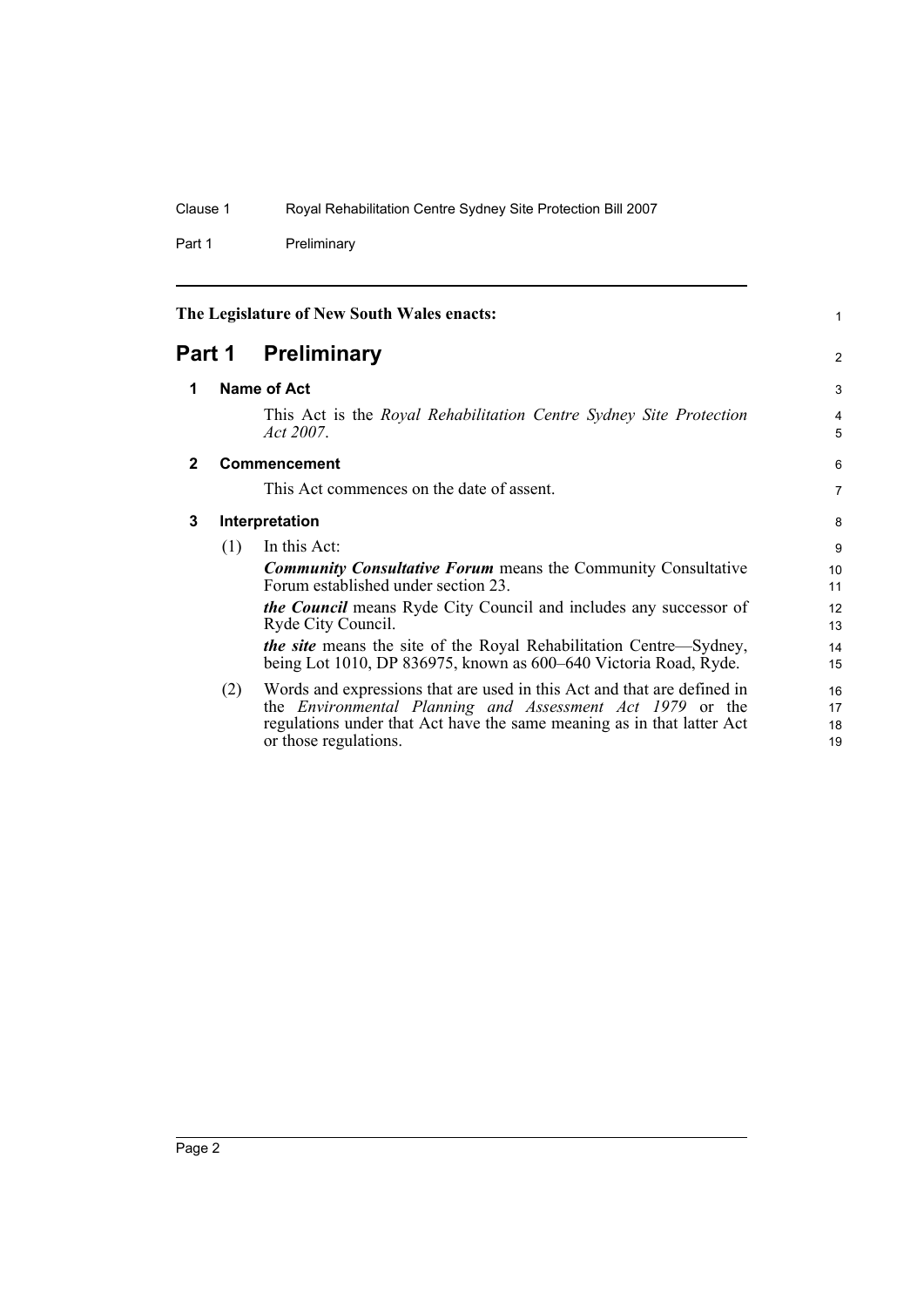The Legislature of New South Wales enacts:

# Part 1 Preliminary

## 1 Name of Act

This Act is the *Royal Rehabilitation Centre Sydney Site Protection Act 2007*.

## 2 Commencement

This Act commences on the date of assent.

## 3 Interpretation

(1) In this Act:

***Community Consultative Forum*** means the Community Consultative Forum established under section 23.

***the Council*** means Ryde City Council and includes any successor of Ryde City Council.

***the site*** means the site of the Royal Rehabilitation Centre—Sydney, being Lot 1010, DP 836975, known as 600–640 Victoria Road, Ryde.

(2) Words and expressions that are used in this Act and that are defined in the *Environmental Planning and Assessment Act 1979* or the regulations under that Act have the same meaning as in that latter Act or those regulations.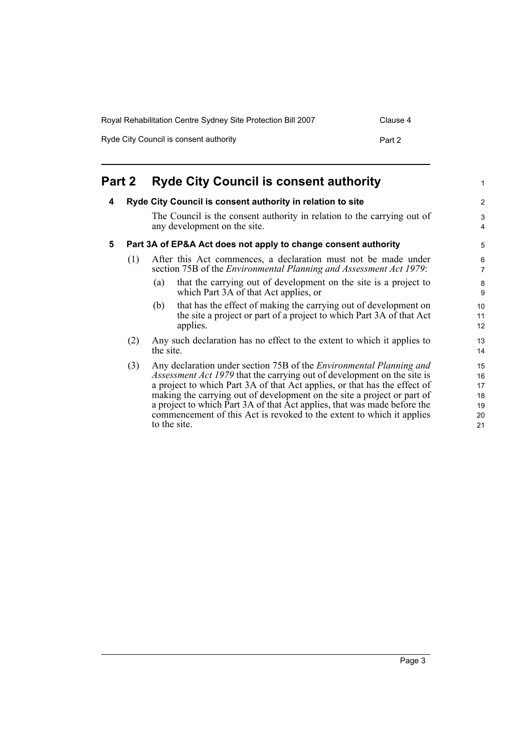# Part 2 Ryde City Council is consent authority

## 4 Ryde City Council is consent authority in relation to site

The Council is the consent authority in relation to the carrying out of any development on the site.

## 5 Part 3A of EP&A Act does not apply to change consent authority

(1) After this Act commences, a declaration must not be made under section 75B of the *Environmental Planning and Assessment Act 1979*:

- (a) that the carrying out of development on the site is a project to which Part 3A of that Act applies, or
- (b) that has the effect of making the carrying out of development on the site a project or part of a project to which Part 3A of that Act applies.

(2) Any such declaration has no effect to the extent to which it applies to the site.

(3) Any declaration under section 75B of the *Environmental Planning and Assessment Act 1979* that the carrying out of development on the site is a project to which Part 3A of that Act applies, or that has the effect of making the carrying out of development on the site a project or part of a project to which Part 3A of that Act applies, that was made before the commencement of this Act is revoked to the extent to which it applies to the site.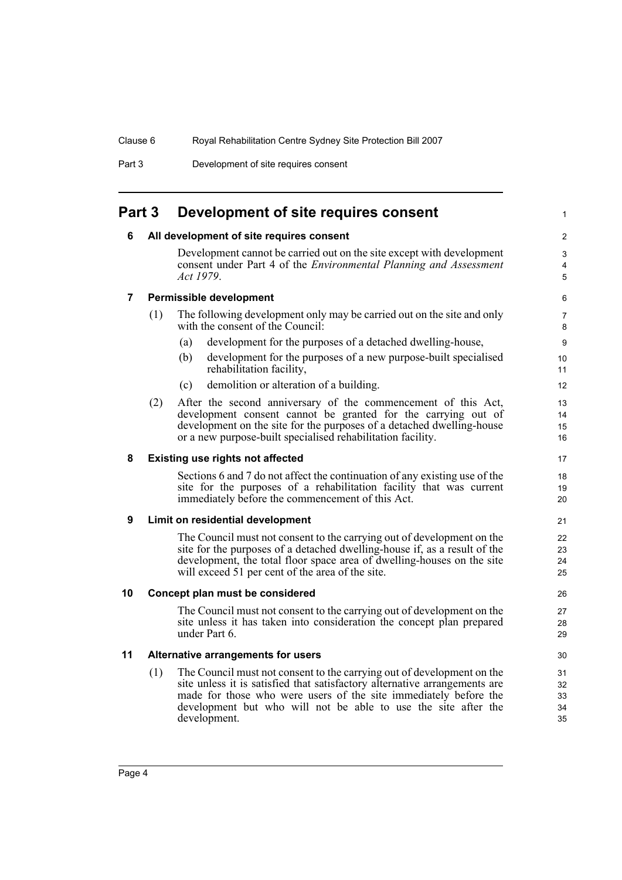# Part 3 Development of site requires consent

## 6 All development of site requires consent

Development cannot be carried out on the site except with development consent under Part 4 of the *Environmental Planning and Assessment Act 1979*.

## 7 Permissible development

(1) The following development only may be carried out on the site and only with the consent of the Council:

- (a) development for the purposes of a detached dwelling-house,
- (b) development for the purposes of a new purpose-built specialised rehabilitation facility,
- (c) demolition or alteration of a building.

(2) After the second anniversary of the commencement of this Act, development consent cannot be granted for the carrying out of development on the site for the purposes of a detached dwelling-house or a new purpose-built specialised rehabilitation facility.

## 8 Existing use rights not affected

Sections 6 and 7 do not affect the continuation of any existing use of the site for the purposes of a rehabilitation facility that was current immediately before the commencement of this Act.

## 9 Limit on residential development

The Council must not consent to the carrying out of development on the site for the purposes of a detached dwelling-house if, as a result of the development, the total floor space area of dwelling-houses on the site will exceed 51 per cent of the area of the site.

## 10 Concept plan must be considered

The Council must not consent to the carrying out of development on the site unless it has taken into consideration the concept plan prepared under Part 6.

## 11 Alternative arrangements for users

(1) The Council must not consent to the carrying out of development on the site unless it is satisfied that satisfactory alternative arrangements are made for those who were users of the site immediately before the development but who will not be able to use the site after the development.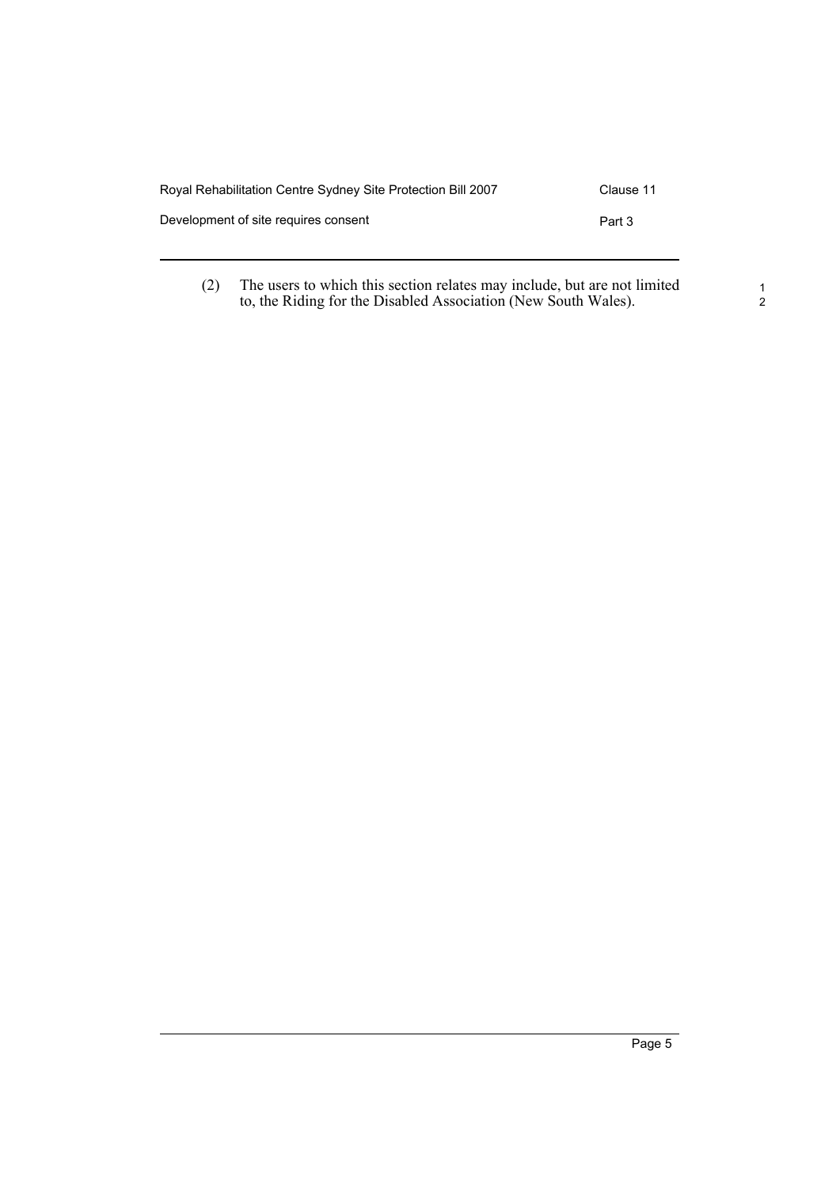(2) The users to which this section relates may include, but are not limited to, the Riding for the Disabled Association (New South Wales).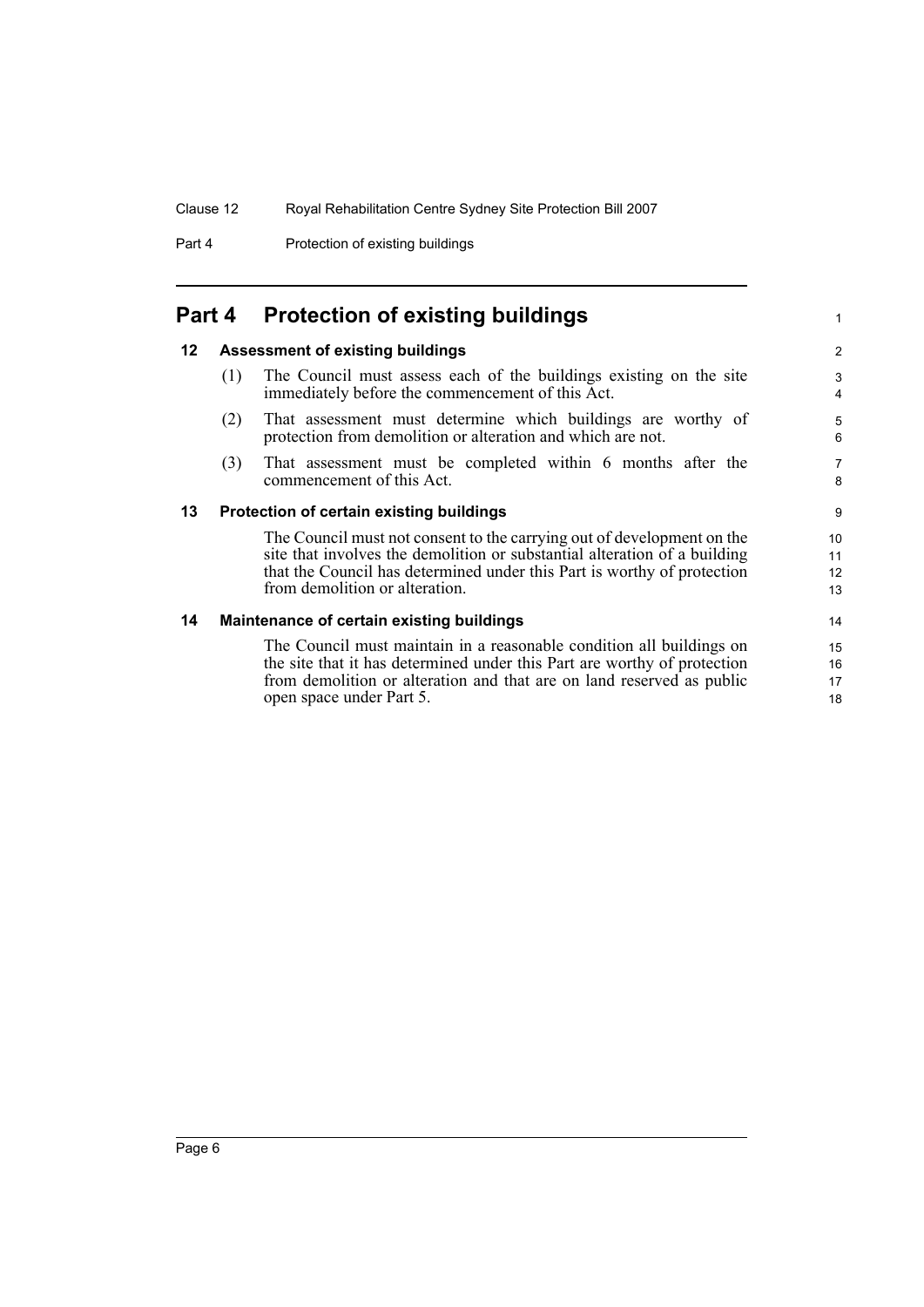# Part 4 Protection of existing buildings

## 12 Assessment of existing buildings

(1) The Council must assess each of the buildings existing on the site immediately before the commencement of this Act.

(2) That assessment must determine which buildings are worthy of protection from demolition or alteration and which are not.

(3) That assessment must be completed within 6 months after the commencement of this Act.

## 13 Protection of certain existing buildings

The Council must not consent to the carrying out of development on the site that involves the demolition or substantial alteration of a building that the Council has determined under this Part is worthy of protection from demolition or alteration.

## 14 Maintenance of certain existing buildings

The Council must maintain in a reasonable condition all buildings on the site that it has determined under this Part are worthy of protection from demolition or alteration and that are on land reserved as public open space under Part 5.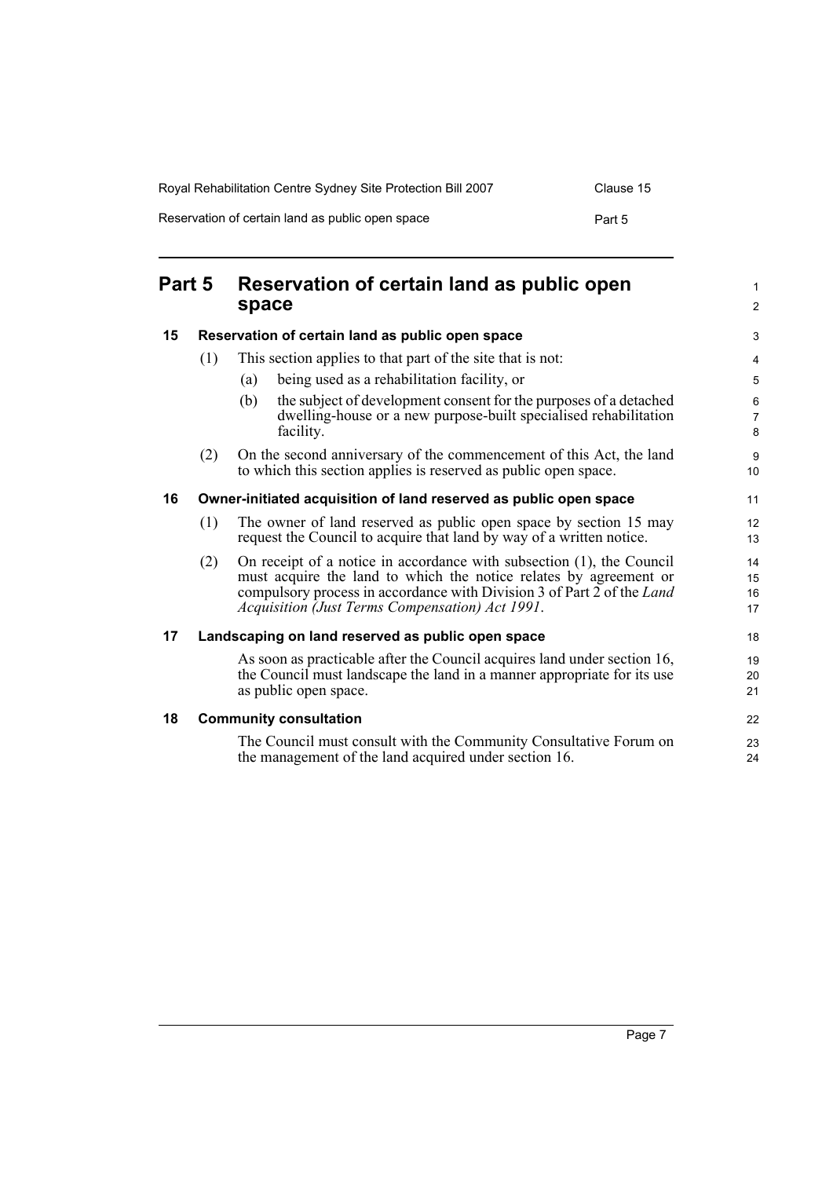# Part 5 Reservation of certain land as public open space

## 15 Reservation of certain land as public open space

(1) This section applies to that part of the site that is not:

(a) being used as a rehabilitation facility, or

(b) the subject of development consent for the purposes of a detached dwelling-house or a new purpose-built specialised rehabilitation facility.

(2) On the second anniversary of the commencement of this Act, the land to which this section applies is reserved as public open space.

## 16 Owner-initiated acquisition of land reserved as public open space

(1) The owner of land reserved as public open space by section 15 may request the Council to acquire that land by way of a written notice.

(2) On receipt of a notice in accordance with subsection (1), the Council must acquire the land to which the notice relates by agreement or compulsory process in accordance with Division 3 of Part 2 of the *Land Acquisition (Just Terms Compensation) Act 1991*.

## 17 Landscaping on land reserved as public open space

As soon as practicable after the Council acquires land under section 16, the Council must landscape the land in a manner appropriate for its use as public open space.

## 18 Community consultation

The Council must consult with the Community Consultative Forum on the management of the land acquired under section 16.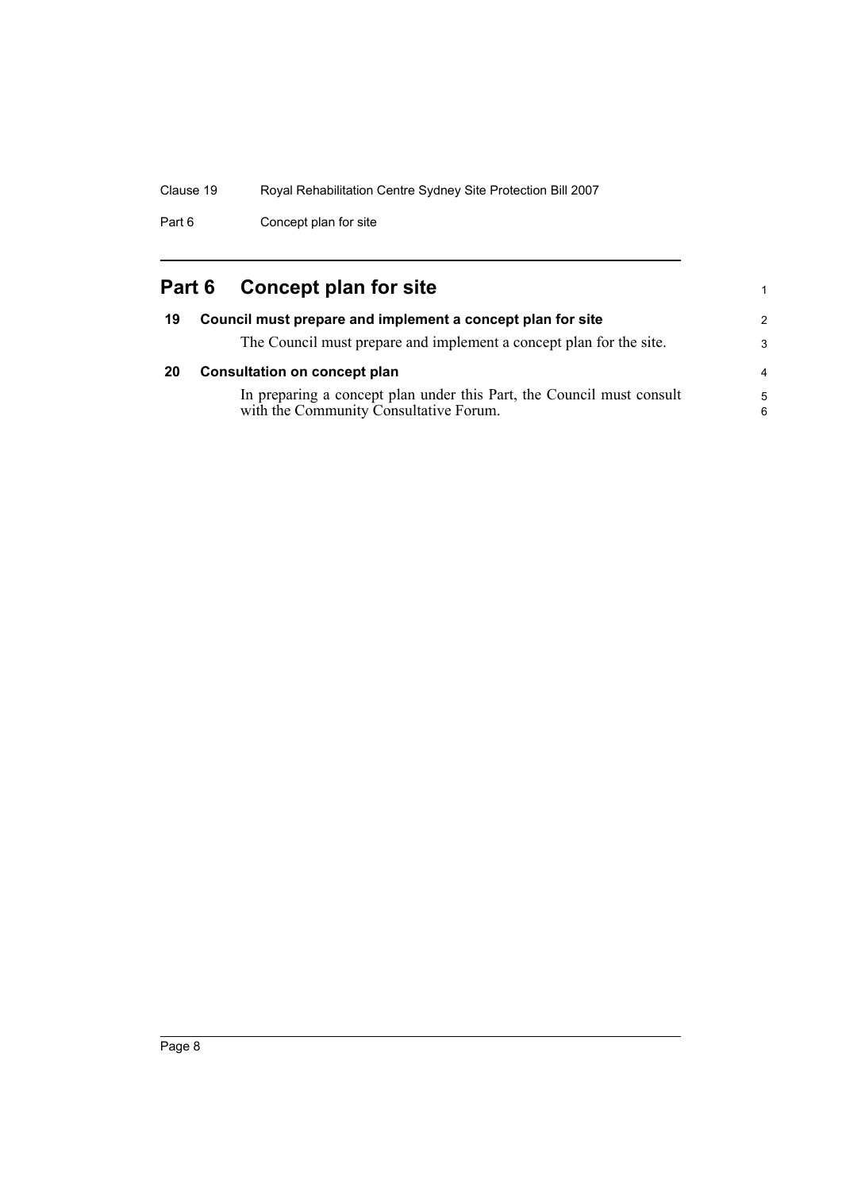# Part 6 Concept plan for site

## 19 Council must prepare and implement a concept plan for site

The Council must prepare and implement a concept plan for the site.

## 20 Consultation on concept plan

In preparing a concept plan under this Part, the Council must consult with the Community Consultative Forum.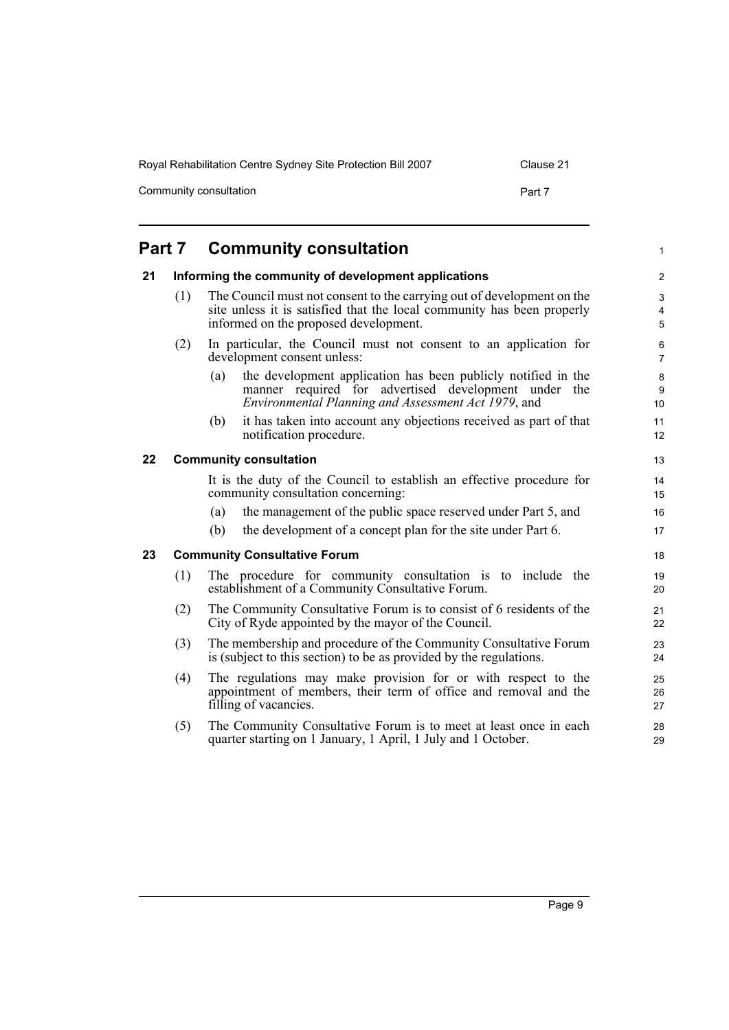# Part 7 Community consultation

## 21 Informing the community of development applications

(1) The Council must not consent to the carrying out of development on the site unless it is satisfied that the local community has been properly informed on the proposed development.

(2) In particular, the Council must not consent to an application for development consent unless:

(a) the development application has been publicly notified in the manner required for advertised development under the *Environmental Planning and Assessment Act 1979*, and

(b) it has taken into account any objections received as part of that notification procedure.

## 22 Community consultation

It is the duty of the Council to establish an effective procedure for community consultation concerning:

(a) the management of the public space reserved under Part 5, and

(b) the development of a concept plan for the site under Part 6.

## 23 Community Consultative Forum

(1) The procedure for community consultation is to include the establishment of a Community Consultative Forum.

(2) The Community Consultative Forum is to consist of 6 residents of the City of Ryde appointed by the mayor of the Council.

(3) The membership and procedure of the Community Consultative Forum is (subject to this section) to be as provided by the regulations.

(4) The regulations may make provision for or with respect to the appointment of members, their term of office and removal and the filling of vacancies.

(5) The Community Consultative Forum is to meet at least once in each quarter starting on 1 January, 1 April, 1 July and 1 October.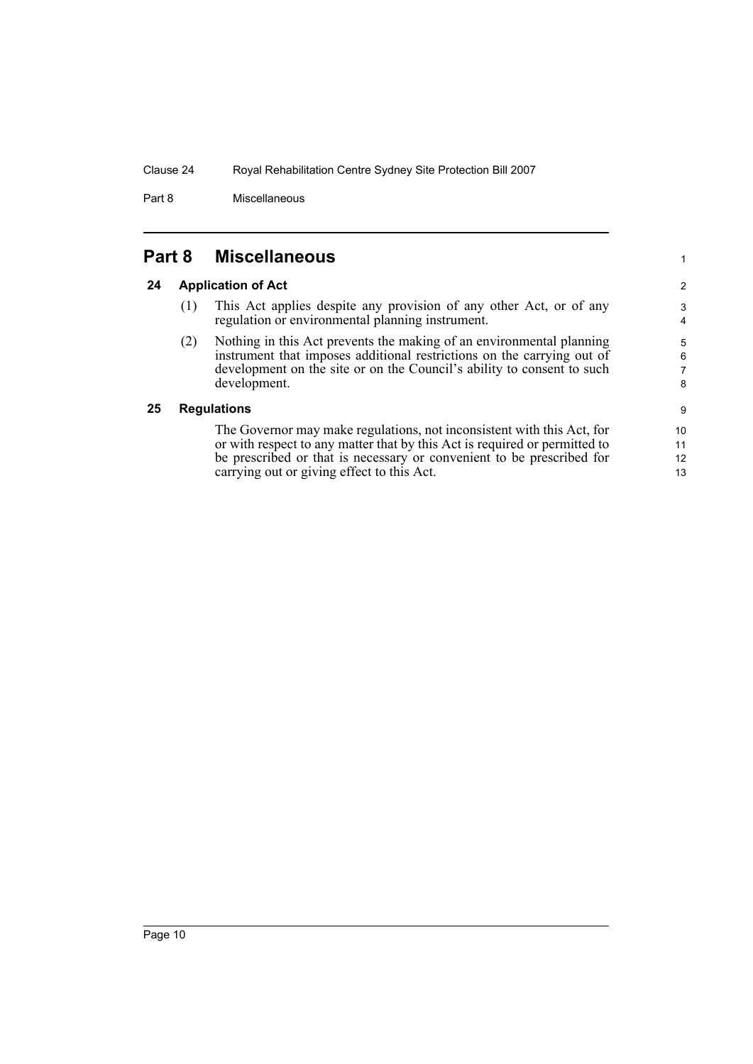# Part 8 Miscellaneous

## 24 Application of Act

(1) This Act applies despite any provision of any other Act, or of any regulation or environmental planning instrument.

(2) Nothing in this Act prevents the making of an environmental planning instrument that imposes additional restrictions on the carrying out of development on the site or on the Council's ability to consent to such development.

## 25 Regulations

The Governor may make regulations, not inconsistent with this Act, for or with respect to any matter that by this Act is required or permitted to be prescribed or that is necessary or convenient to be prescribed for carrying out or giving effect to this Act.